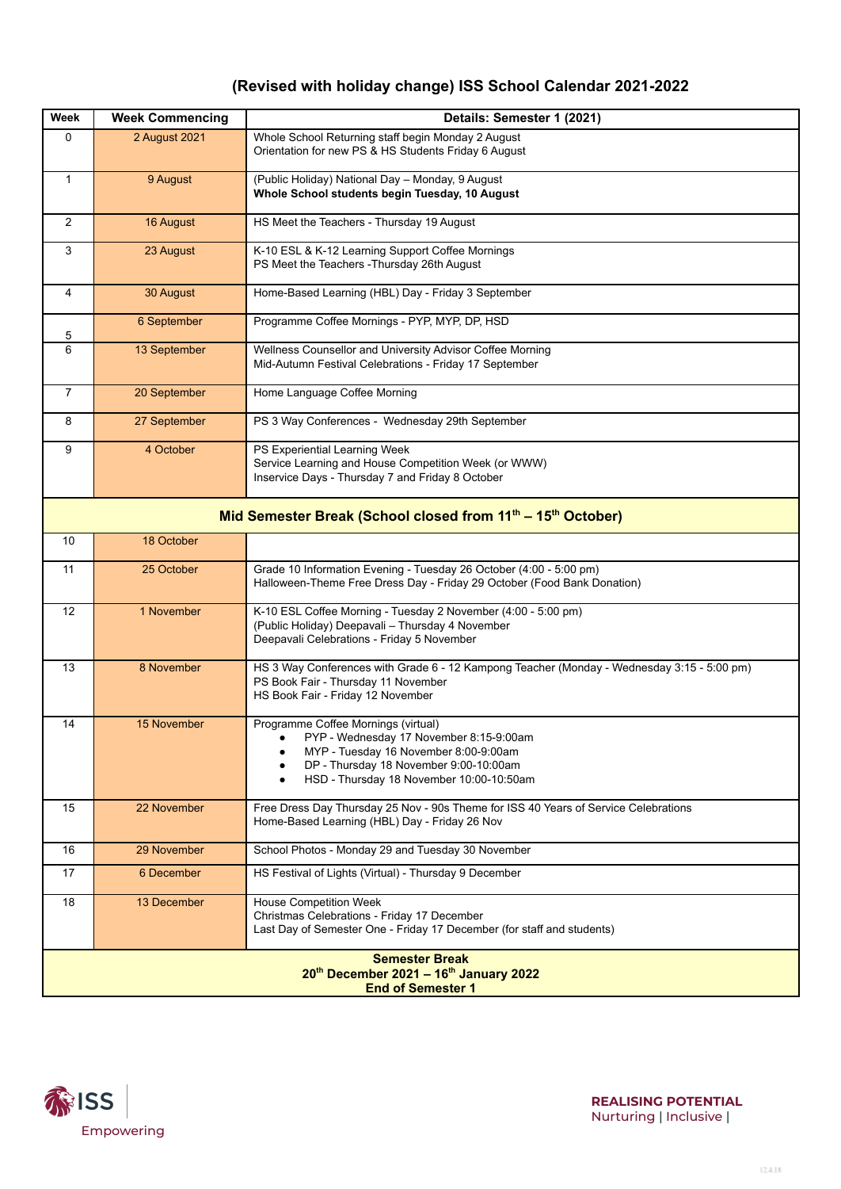# (Revised with holiday change) ISS School Calendar 2021-2022

| Week | Week Commencing | Details: Semester 1 (2021) |
|---|---|---|
| 0 | 2 August 2021 | Whole School Returning staff begin Monday 2 August<br>Orientation for new PS & HS Students Friday 6 August |
| 1 | 9 August | (Public Holiday) National Day – Monday, 9 August<br>**Whole School students begin Tuesday, 10 August** |
| 2 | 16 August | HS Meet the Teachers - Thursday 19 August |
| 3 | 23 August | K-10 ESL & K-12 Learning Support Coffee Mornings<br>PS Meet the Teachers -Thursday 26th August |
| 4 | 30 August | Home-Based Learning (HBL) Day - Friday 3 September |
| 5 | 6 September | Programme Coffee Mornings - PYP, MYP, DP, HSD |
| 6 | 13 September | Wellness Counsellor and University Advisor Coffee Morning<br>Mid-Autumn Festival Celebrations - Friday 17 September |
| 7 | 20 September | Home Language Coffee Morning |
| 8 | 27 September | PS 3 Way Conferences - Wednesday 29th September |
| 9 | 4 October | PS Experiential Learning Week<br>Service Learning and House Competition Week (or WWW)<br>Inservice Days - Thursday 7 and Friday 8 October |
| **Mid Semester Break (School closed from 11th – 15th October)** | | |
| 10 | 18 October | |
| 11 | 25 October | Grade 10 Information Evening - Tuesday 26 October (4:00 - 5:00 pm)<br>Halloween-Theme Free Dress Day - Friday 29 October (Food Bank Donation) |
| 12 | 1 November | K-10 ESL Coffee Morning - Tuesday 2 November (4:00 - 5:00 pm)<br>(Public Holiday) Deepavali – Thursday 4 November<br>Deepavali Celebrations - Friday 5 November |
| 13 | 8 November | HS 3 Way Conferences with Grade 6 - 12 Kampong Teacher (Monday - Wednesday 3:15 - 5:00 pm)<br>PS Book Fair - Thursday 11 November<br>HS Book Fair - Friday 12 November |
| 14 | 15 November | Programme Coffee Mornings (virtual)<br>• PYP - Wednesday 17 November 8:15-9:00am<br>• MYP - Tuesday 16 November 8:00-9:00am<br>• DP - Thursday 18 November 9:00-10:00am<br>• HSD - Thursday 18 November 10:00-10:50am |
| 15 | 22 November | Free Dress Day Thursday 25 Nov - 90s Theme for ISS 40 Years of Service Celebrations<br>Home-Based Learning (HBL) Day - Friday 26 Nov |
| 16 | 29 November | School Photos - Monday 29 and Tuesday 30 November |
| 17 | 6 December | HS Festival of Lights (Virtual) - Thursday 9 December |
| 18 | 13 December | House Competition Week<br>Christmas Celebrations - Friday 17 December<br>Last Day of Semester One - Friday 17 December (for staff and students) |
| **Semester Break**<br>**20th December 2021 – 16th January 2022**<br>**End of Semester 1** | | |

ISS Empowering

**REALISING POTENTIAL**
Nurturing | Inclusive |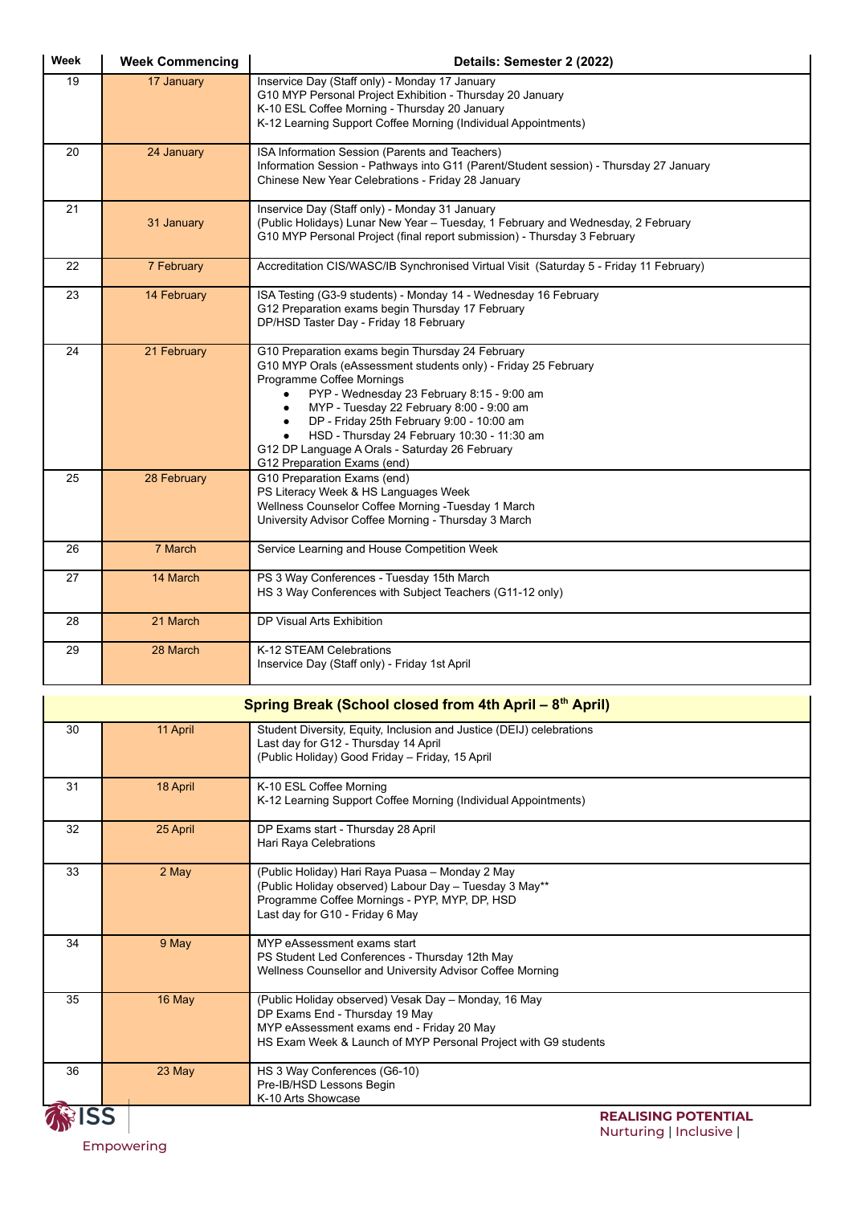| Week | Week Commencing | Details: Semester 2 (2022) |
|---|---|---|
| 19 | 17 January | Inservice Day (Staff only) - Monday 17 January<br>G10 MYP Personal Project Exhibition - Thursday 20 January<br>K-10 ESL Coffee Morning - Thursday 20 January<br>K-12 Learning Support Coffee Morning (Individual Appointments) |
| 20 | 24 January | ISA Information Session (Parents and Teachers)<br>Information Session - Pathways into G11 (Parent/Student session) - Thursday 27 January<br>Chinese New Year Celebrations - Friday 28 January |
| 21 | 31 January | Inservice Day (Staff only) - Monday 31 January<br>(Public Holidays) Lunar New Year – Tuesday, 1 February and Wednesday, 2 February<br>G10 MYP Personal Project (final report submission) - Thursday 3 February |
| 22 | 7 February | Accreditation CIS/WASC/IB Synchronised Virtual Visit (Saturday 5 - Friday 11 February) |
| 23 | 14 February | ISA Testing (G3-9 students) - Monday 14 - Wednesday 16 February<br>G12 Preparation exams begin Thursday 17 February<br>DP/HSD Taster Day - Friday 18 February |
| 24 | 21 February | G10 Preparation exams begin Thursday 24 February<br>G10 MYP Orals (eAssessment students only) - Friday 25 February<br>Programme Coffee Mornings<br>• PYP - Wednesday 23 February 8:15 - 9:00 am<br>• MYP - Tuesday 22 February 8:00 - 9:00 am<br>• DP - Friday 25th February 9:00 - 10:00 am<br>• HSD - Thursday 24 February 10:30 - 11:30 am<br>G12 DP Language A Orals - Saturday 26 February<br>G12 Preparation Exams (end) |
| 25 | 28 February | G10 Preparation Exams (end)<br>PS Literacy Week & HS Languages Week<br>Wellness Counselor Coffee Morning -Tuesday 1 March<br>University Advisor Coffee Morning - Thursday 3 March |
| 26 | 7 March | Service Learning and House Competition Week |
| 27 | 14 March | PS 3 Way Conferences - Tuesday 15th March<br>HS 3 Way Conferences with Subject Teachers (G11-12 only) |
| 28 | 21 March | DP Visual Arts Exhibition |
| 29 | 28 March | K-12 STEAM Celebrations<br>Inservice Day (Staff only) - Friday 1st April |
| | | **Spring Break (School closed from 4th April – 8th April)** |
| 30 | 11 April | Student Diversity, Equity, Inclusion and Justice (DEIJ) celebrations<br>Last day for G12 - Thursday 14 April<br>(Public Holiday) Good Friday – Friday, 15 April |
| 31 | 18 April | K-10 ESL Coffee Morning<br>K-12 Learning Support Coffee Morning (Individual Appointments) |
| 32 | 25 April | DP Exams start - Thursday 28 April<br>Hari Raya Celebrations |
| 33 | 2 May | (Public Holiday) Hari Raya Puasa – Monday 2 May<br>(Public Holiday observed) Labour Day – Tuesday 3 May**<br>Programme Coffee Mornings - PYP, MYP, DP, HSD<br>Last day for G10 - Friday 6 May |
| 34 | 9 May | MYP eAssessment exams start<br>PS Student Led Conferences - Thursday 12th May<br>Wellness Counsellor and University Advisor Coffee Morning |
| 35 | 16 May | (Public Holiday observed) Vesak Day – Monday, 16 May<br>DP Exams End - Thursday 19 May<br>MYP eAssessment exams end - Friday 20 May<br>HS Exam Week & Launch of MYP Personal Project with G9 students |
| 36 | 23 May | HS 3 Way Conferences (G6-10)<br>Pre-IB/HSD Lessons Begin<br>K-10 Arts Showcase |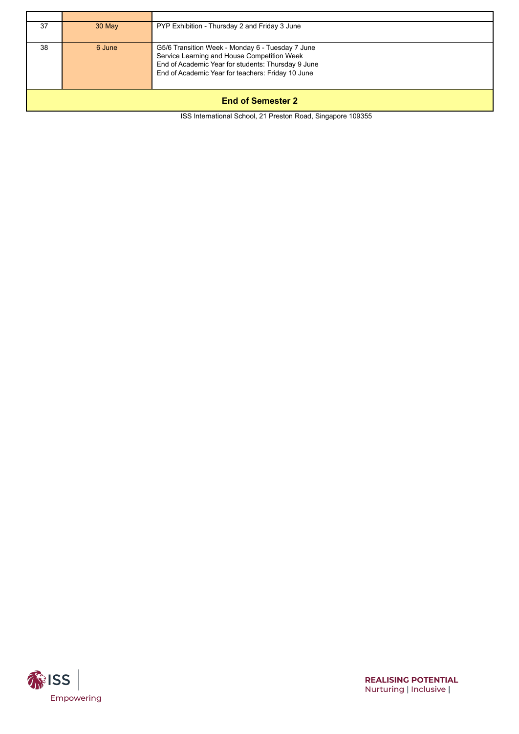| | | |
|---|---|---|
| 37 | 30 May | PYP Exhibition - Thursday 2 and Friday 3 June |
| 38 | 6 June | G5/6 Transition Week - Monday 6 - Tuesday 7 June<br>Service Learning and House Competition Week<br>End of Academic Year for students: Thursday 9 June<br>End of Academic Year for teachers: Friday 10 June |
| **End of Semester 2** | | |

ISS International School, 21 Preston Road, Singapore 109355

ISS Empowering

**REALISING POTENTIAL**
Nurturing | Inclusive |